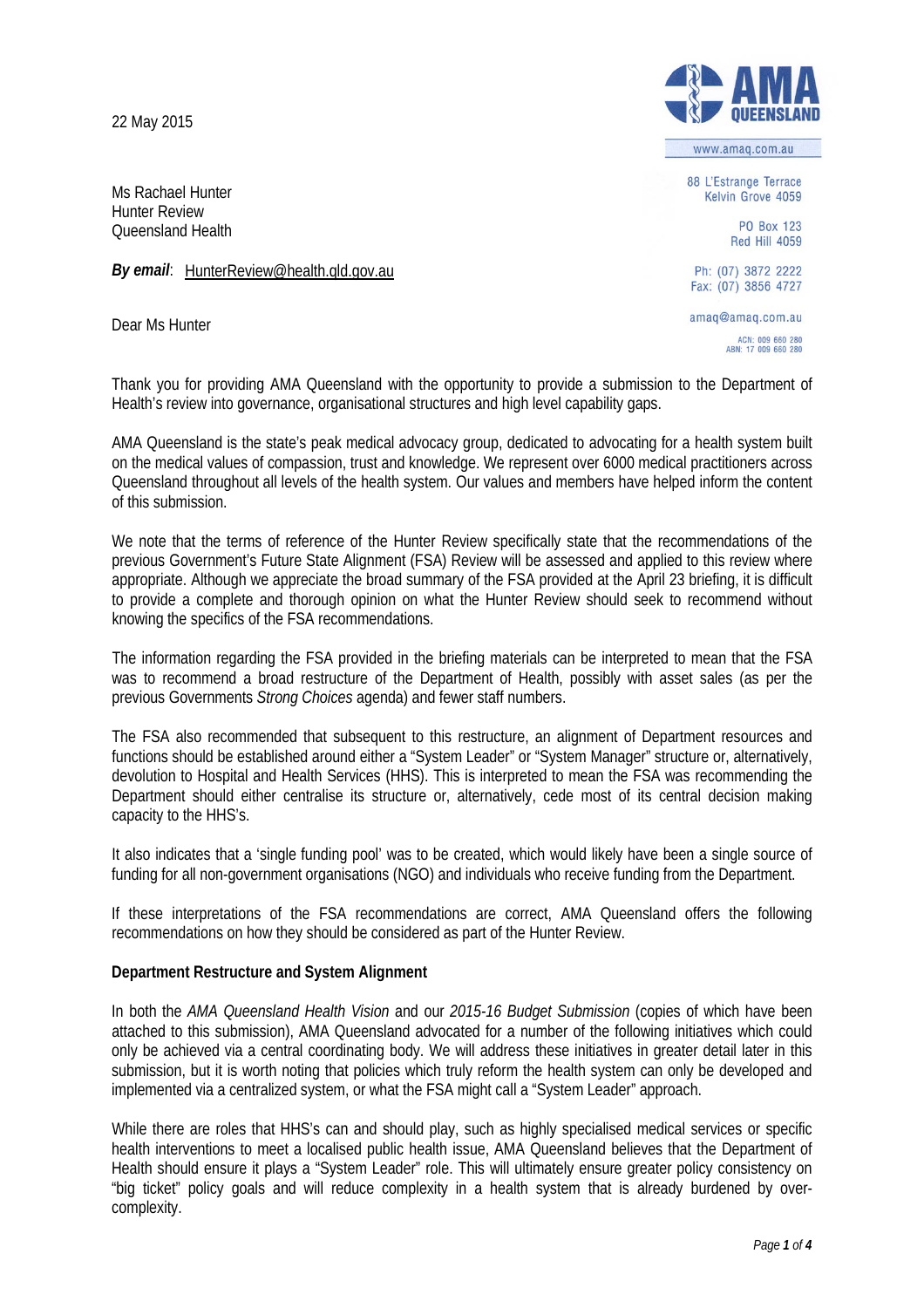22 May 2015

AMA QUEENSLAND

www.amaq.com.au

88 L'Estrange Terrace
Kelvin Grove 4059

PO Box 123
Red Hill 4059

Ph: (07) 3872 2222
Fax: (07) 3856 4727

amaq@amaq.com.au

ACN: 009 660 280
ABN: 17 009 660 280

Ms Rachael Hunter
Hunter Review
Queensland Health

***By email***: HunterReview@health.qld.gov.au

Dear Ms Hunter

Thank you for providing AMA Queensland with the opportunity to provide a submission to the Department of Health's review into governance, organisational structures and high level capability gaps.

AMA Queensland is the state's peak medical advocacy group, dedicated to advocating for a health system built on the medical values of compassion, trust and knowledge. We represent over 6000 medical practitioners across Queensland throughout all levels of the health system. Our values and members have helped inform the content of this submission.

We note that the terms of reference of the Hunter Review specifically state that the recommendations of the previous Government's Future State Alignment (FSA) Review will be assessed and applied to this review where appropriate. Although we appreciate the broad summary of the FSA provided at the April 23 briefing, it is difficult to provide a complete and thorough opinion on what the Hunter Review should seek to recommend without knowing the specifics of the FSA recommendations.

The information regarding the FSA provided in the briefing materials can be interpreted to mean that the FSA was to recommend a broad restructure of the Department of Health, possibly with asset sales (as per the previous Governments *Strong Choices* agenda) and fewer staff numbers.

The FSA also recommended that subsequent to this restructure, an alignment of Department resources and functions should be established around either a "System Leader" or "System Manager" structure or, alternatively, devolution to Hospital and Health Services (HHS). This is interpreted to mean the FSA was recommending the Department should either centralise its structure or, alternatively, cede most of its central decision making capacity to the HHS's.

It also indicates that a 'single funding pool' was to be created, which would likely have been a single source of funding for all non-government organisations (NGO) and individuals who receive funding from the Department.

If these interpretations of the FSA recommendations are correct, AMA Queensland offers the following recommendations on how they should be considered as part of the Hunter Review.

**Department Restructure and System Alignment**

In both the *AMA Queensland Health Vision* and our *2015-16 Budget Submission* (copies of which have been attached to this submission), AMA Queensland advocated for a number of the following initiatives which could only be achieved via a central coordinating body. We will address these initiatives in greater detail later in this submission, but it is worth noting that policies which truly reform the health system can only be developed and implemented via a centralized system, or what the FSA might call a "System Leader" approach.

While there are roles that HHS's can and should play, such as highly specialised medical services or specific health interventions to meet a localised public health issue, AMA Queensland believes that the Department of Health should ensure it plays a "System Leader" role. This will ultimately ensure greater policy consistency on "big ticket" policy goals and will reduce complexity in a health system that is already burdened by over-complexity.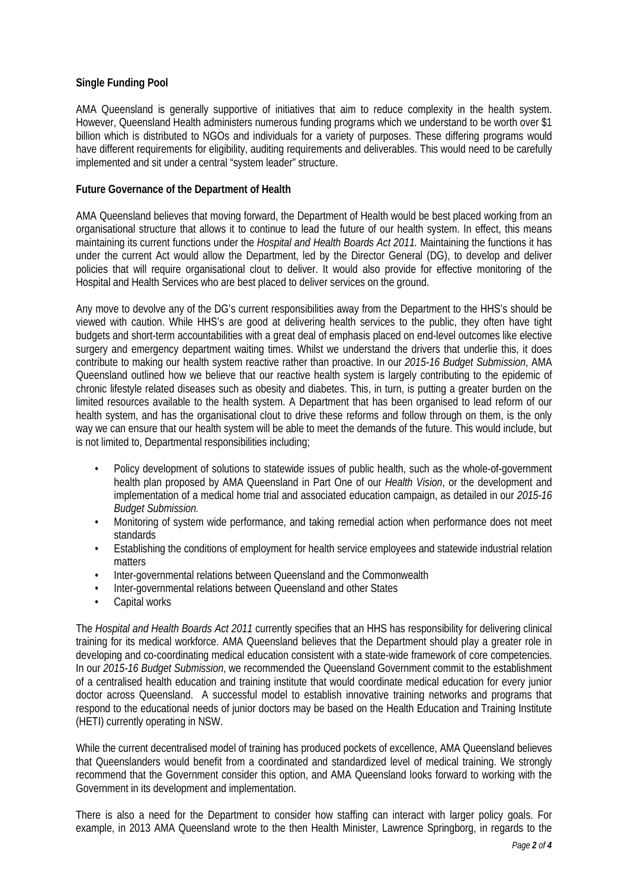**Single Funding Pool**

AMA Queensland is generally supportive of initiatives that aim to reduce complexity in the health system. However, Queensland Health administers numerous funding programs which we understand to be worth over $1 billion which is distributed to NGOs and individuals for a variety of purposes. These differing programs would have different requirements for eligibility, auditing requirements and deliverables. This would need to be carefully implemented and sit under a central "system leader" structure.

**Future Governance of the Department of Health**

AMA Queensland believes that moving forward, the Department of Health would be best placed working from an organisational structure that allows it to continue to lead the future of our health system. In effect, this means maintaining its current functions under the *Hospital and Health Boards Act 2011.* Maintaining the functions it has under the current Act would allow the Department, led by the Director General (DG), to develop and deliver policies that will require organisational clout to deliver. It would also provide for effective monitoring of the Hospital and Health Services who are best placed to deliver services on the ground.

Any move to devolve any of the DG's current responsibilities away from the Department to the HHS's should be viewed with caution. While HHS's are good at delivering health services to the public, they often have tight budgets and short-term accountabilities with a great deal of emphasis placed on end-level outcomes like elective surgery and emergency department waiting times. Whilst we understand the drivers that underlie this, it does contribute to making our health system reactive rather than proactive. In our *2015-16 Budget Submission*, AMA Queensland outlined how we believe that our reactive health system is largely contributing to the epidemic of chronic lifestyle related diseases such as obesity and diabetes. This, in turn, is putting a greater burden on the limited resources available to the health system. A Department that has been organised to lead reform of our health system, and has the organisational clout to drive these reforms and follow through on them, is the only way we can ensure that our health system will be able to meet the demands of the future. This would include, but is not limited to, Departmental responsibilities including;

- Policy development of solutions to statewide issues of public health, such as the whole-of-government health plan proposed by AMA Queensland in Part One of our *Health Vision*, or the development and implementation of a medical home trial and associated education campaign, as detailed in our *2015-16 Budget Submission.*
- Monitoring of system wide performance, and taking remedial action when performance does not meet standards
- Establishing the conditions of employment for health service employees and statewide industrial relation matters
- Inter-governmental relations between Queensland and the Commonwealth
- Inter-governmental relations between Queensland and other States
- Capital works

The *Hospital and Health Boards Act 2011* currently specifies that an HHS has responsibility for delivering clinical training for its medical workforce. AMA Queensland believes that the Department should play a greater role in developing and co-coordinating medical education consistent with a state-wide framework of core competencies. In our *2015-16 Budget Submission*, we recommended the Queensland Government commit to the establishment of a centralised health education and training institute that would coordinate medical education for every junior doctor across Queensland. A successful model to establish innovative training networks and programs that respond to the educational needs of junior doctors may be based on the Health Education and Training Institute (HETI) currently operating in NSW.

While the current decentralised model of training has produced pockets of excellence, AMA Queensland believes that Queenslanders would benefit from a coordinated and standardized level of medical training. We strongly recommend that the Government consider this option, and AMA Queensland looks forward to working with the Government in its development and implementation.

There is also a need for the Department to consider how staffing can interact with larger policy goals. For example, in 2013 AMA Queensland wrote to the then Health Minister, Lawrence Springborg, in regards to the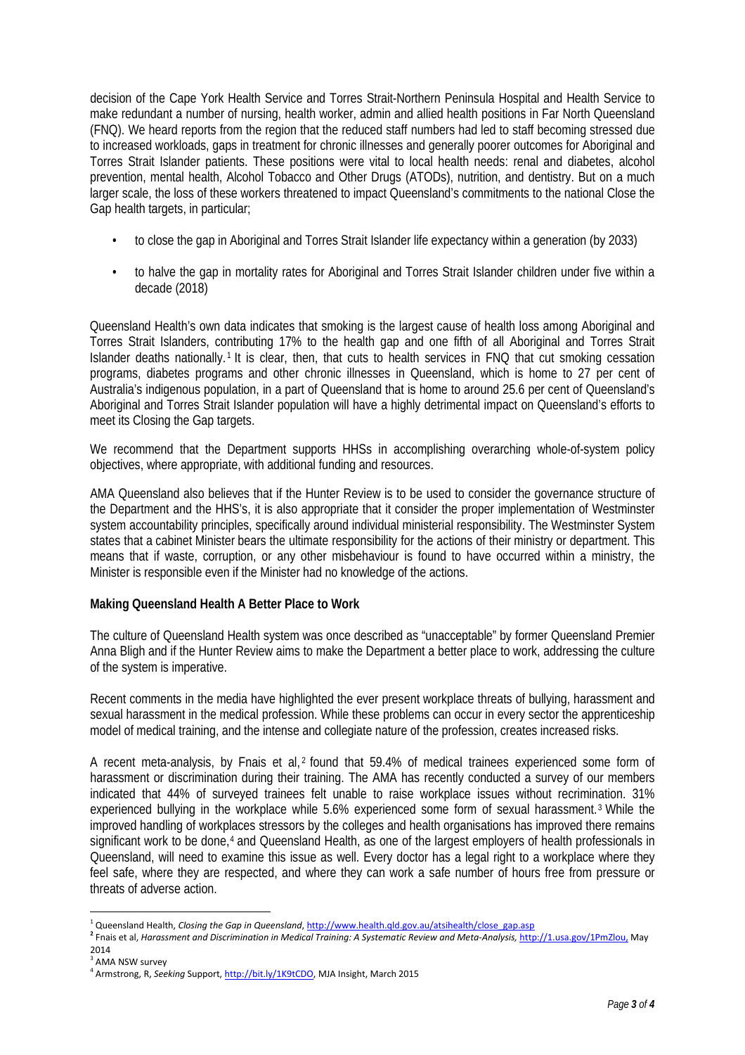decision of the Cape York Health Service and Torres Strait-Northern Peninsula Hospital and Health Service to make redundant a number of nursing, health worker, admin and allied health positions in Far North Queensland (FNQ). We heard reports from the region that the reduced staff numbers had led to staff becoming stressed due to increased workloads, gaps in treatment for chronic illnesses and generally poorer outcomes for Aboriginal and Torres Strait Islander patients. These positions were vital to local health needs: renal and diabetes, alcohol prevention, mental health, Alcohol Tobacco and Other Drugs (ATODs), nutrition, and dentistry. But on a much larger scale, the loss of these workers threatened to impact Queensland's commitments to the national Close the Gap health targets, in particular;

- to close the gap in Aboriginal and Torres Strait Islander life expectancy within a generation (by 2033)
- to halve the gap in mortality rates for Aboriginal and Torres Strait Islander children under five within a decade (2018)

Queensland Health's own data indicates that smoking is the largest cause of health loss among Aboriginal and Torres Strait Islanders, contributing 17% to the health gap and one fifth of all Aboriginal and Torres Strait Islander deaths nationally.[1] It is clear, then, that cuts to health services in FNQ that cut smoking cessation programs, diabetes programs and other chronic illnesses in Queensland, which is home to 27 per cent of Australia's indigenous population, in a part of Queensland that is home to around 25.6 per cent of Queensland's Aboriginal and Torres Strait Islander population will have a highly detrimental impact on Queensland's efforts to meet its Closing the Gap targets.

We recommend that the Department supports HHSs in accomplishing overarching whole-of-system policy objectives, where appropriate, with additional funding and resources.

AMA Queensland also believes that if the Hunter Review is to be used to consider the governance structure of the Department and the HHS's, it is also appropriate that it consider the proper implementation of Westminster system accountability principles, specifically around individual ministerial responsibility. The Westminster System states that a cabinet Minister bears the ultimate responsibility for the actions of their ministry or department. This means that if waste, corruption, or any other misbehaviour is found to have occurred within a ministry, the Minister is responsible even if the Minister had no knowledge of the actions.

**Making Queensland Health A Better Place to Work**

The culture of Queensland Health system was once described as "unacceptable" by former Queensland Premier Anna Bligh and if the Hunter Review aims to make the Department a better place to work, addressing the culture of the system is imperative.

Recent comments in the media have highlighted the ever present workplace threats of bullying, harassment and sexual harassment in the medical profession. While these problems can occur in every sector the apprenticeship model of medical training, and the intense and collegiate nature of the profession, creates increased risks.

A recent meta-analysis, by Fnais et al,[2] found that 59.4% of medical trainees experienced some form of harassment or discrimination during their training. The AMA has recently conducted a survey of our members indicated that 44% of surveyed trainees felt unable to raise workplace issues without recrimination. 31% experienced bullying in the workplace while 5.6% experienced some form of sexual harassment.[3] While the improved handling of workplaces stressors by the colleges and health organisations has improved there remains significant work to be done,[4] and Queensland Health, as one of the largest employers of health professionals in Queensland, will need to examine this issue as well. Every doctor has a legal right to a workplace where they feel safe, where they are respected, and where they can work a safe number of hours free from pressure or threats of adverse action.

---

[1] Queensland Health, *Closing the Gap in Queensland*, http://www.health.qld.gov.au/atsihealth/close_gap.asp

[2] Fnais et al, *Harassment and Discrimination in Medical Training: A Systematic Review and Meta-Analysis,* http://1.usa.gov/1PmZlou, May 2014

[3] AMA NSW survey

[4] Armstrong, R, *Seeking* Support, http://bit.ly/1K9tCDO, MJA Insight, March 2015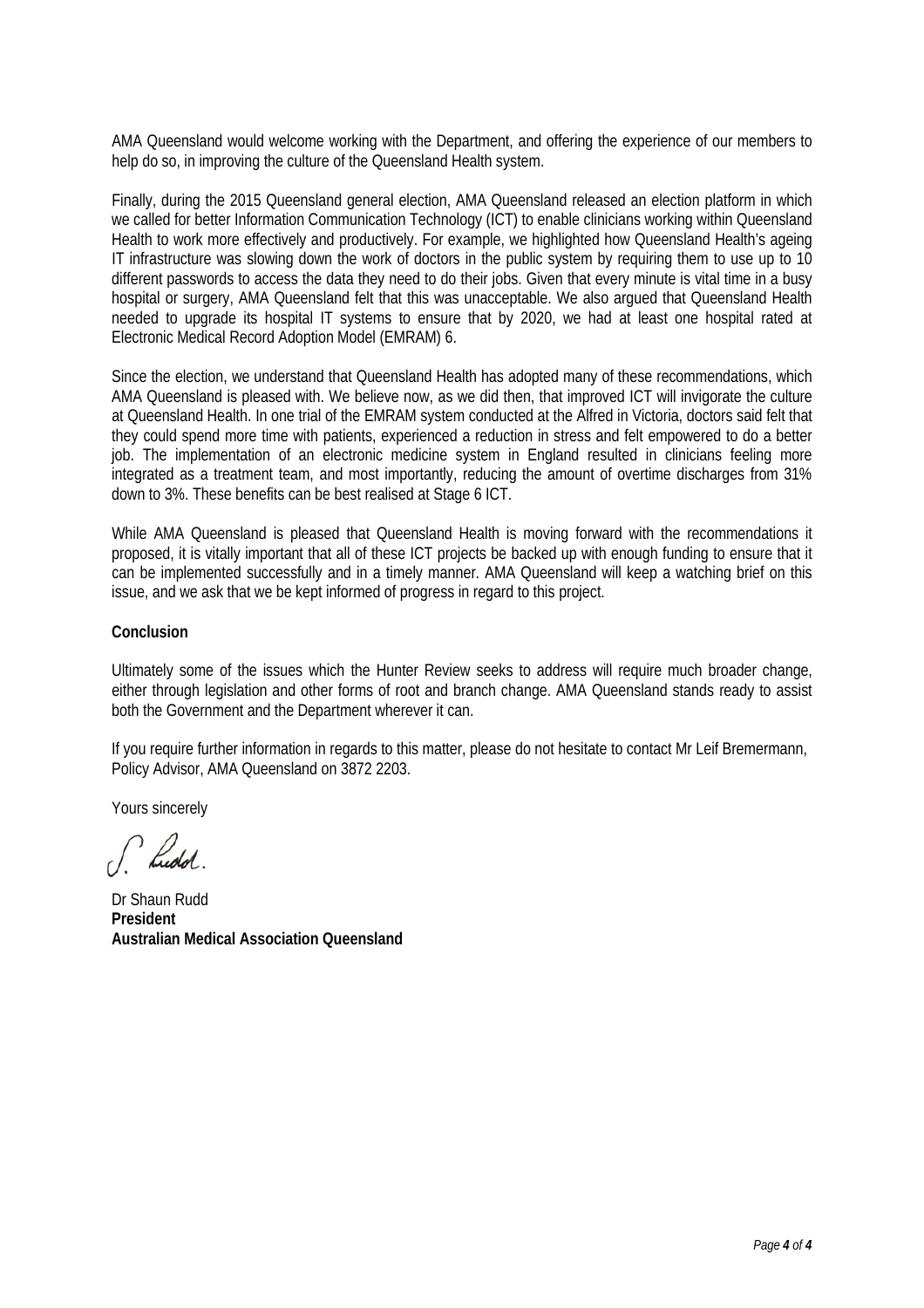AMA Queensland would welcome working with the Department, and offering the experience of our members to help do so, in improving the culture of the Queensland Health system.

Finally, during the 2015 Queensland general election, AMA Queensland released an election platform in which we called for better Information Communication Technology (ICT) to enable clinicians working within Queensland Health to work more effectively and productively. For example, we highlighted how Queensland Health's ageing IT infrastructure was slowing down the work of doctors in the public system by requiring them to use up to 10 different passwords to access the data they need to do their jobs. Given that every minute is vital time in a busy hospital or surgery, AMA Queensland felt that this was unacceptable. We also argued that Queensland Health needed to upgrade its hospital IT systems to ensure that by 2020, we had at least one hospital rated at Electronic Medical Record Adoption Model (EMRAM) 6.

Since the election, we understand that Queensland Health has adopted many of these recommendations, which AMA Queensland is pleased with. We believe now, as we did then, that improved ICT will invigorate the culture at Queensland Health. In one trial of the EMRAM system conducted at the Alfred in Victoria, doctors said felt that they could spend more time with patients, experienced a reduction in stress and felt empowered to do a better job. The implementation of an electronic medicine system in England resulted in clinicians feeling more integrated as a treatment team, and most importantly, reducing the amount of overtime discharges from 31% down to 3%. These benefits can be best realised at Stage 6 ICT.

While AMA Queensland is pleased that Queensland Health is moving forward with the recommendations it proposed, it is vitally important that all of these ICT projects be backed up with enough funding to ensure that it can be implemented successfully and in a timely manner. AMA Queensland will keep a watching brief on this issue, and we ask that we be kept informed of progress in regard to this project.

**Conclusion**

Ultimately some of the issues which the Hunter Review seeks to address will require much broader change, either through legislation and other forms of root and branch change. AMA Queensland stands ready to assist both the Government and the Department wherever it can.

If you require further information in regards to this matter, please do not hesitate to contact Mr Leif Bremermann, Policy Advisor, AMA Queensland on 3872 2203.

Yours sincerely

S. Rudd.

Dr Shaun Rudd
**President**
**Australian Medical Association Queensland**